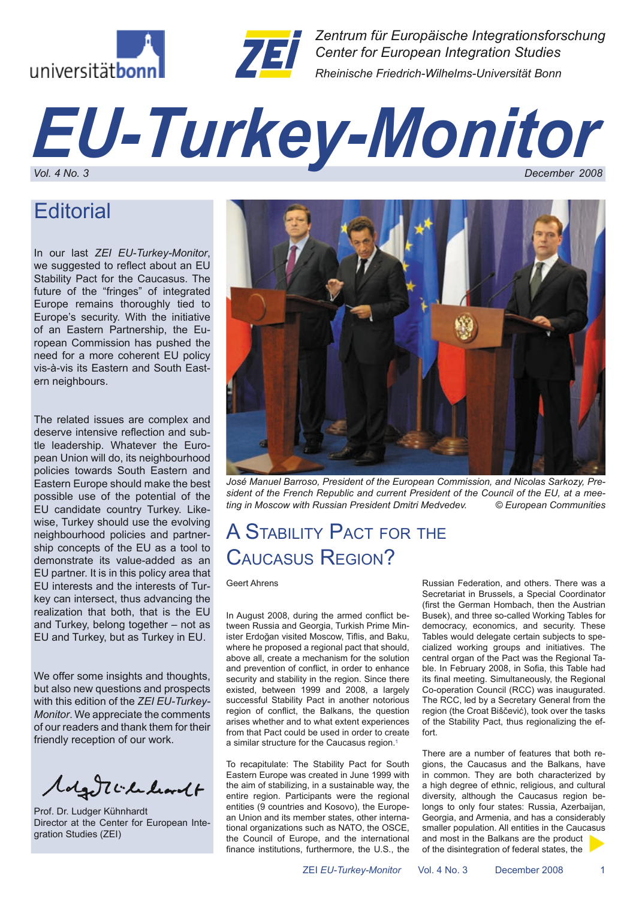Zentrum für Europäische Integrationsforschung
Center for European Integration Studies
Rheinische Friedrich-Wilhelms-Universität Bonn

# EU-Turkey-Monitor

Vol. 4 No. 3 December 2008

## Editorial

In our last *ZEI EU-Turkey-Monitor*, we suggested to reflect about an EU Stability Pact for the Caucasus. The future of the "fringes" of integrated Europe remains thoroughly tied to Europe's security. With the initiative of an Eastern Partnership, the European Commission has pushed the need for a more coherent EU policy vis-à-vis its Eastern and South Eastern neighbours.

The related issues are complex and deserve intensive reflection and subtle leadership. Whatever the European Union will do, its neighbourhood policies towards South Eastern and Eastern Europe should make the best possible use of the potential of the EU candidate country Turkey. Likewise, Turkey should use the evolving neighbourhood policies and partnership concepts of the EU as a tool to demonstrate its value-added as an EU partner. It is in this policy area that EU interests and the interests of Turkey can intersect, thus advancing the realization that both, that is the EU and Turkey, belong together – not as EU and Turkey, but as Turkey in EU.

We offer some insights and thoughts, but also new questions and prospects with this edition of the *ZEI EU-Turkey-Monitor*. We appreciate the comments of our readers and thank them for their friendly reception of our work.

Prof. Dr. Ludger Kühnhardt
Director at the Center for European Integration Studies (ZEI)

*José Manuel Barroso, President of the European Commission, and Nicolas Sarkozy, President of the French Republic and current President of the Council of the EU, at a meeting in Moscow with Russian President Dmitri Medvedev.* *© European Communities*

## A Stability Pact for the Caucasus Region?

Geert Ahrens

In August 2008, during the armed conflict between Russia and Georgia, Turkish Prime Minister Erdoğan visited Moscow, Tiflis, and Baku, where he proposed a regional pact that should, above all, create a mechanism for the solution and prevention of conflict, in order to enhance security and stability in the region. Since there existed, between 1999 and 2008, a largely successful Stability Pact in another notorious region of conflict, the Balkans, the question arises whether and to what extent experiences from that Pact could be used in order to create a similar structure for the Caucasus region.[1]

To recapitulate: The Stability Pact for South Eastern Europe was created in June 1999 with the aim of stabilizing, in a sustainable way, the entire region. Participants were the regional entities (9 countries and Kosovo), the European Union and its member states, other international organizations such as NATO, the OSCE, the Council of Europe, and the international finance institutions, furthermore, the U.S., the Russian Federation, and others. There was a Secretariat in Brussels, a Special Coordinator (first the German Hombach, then the Austrian Busek), and three so-called Working Tables for democracy, economics, and security. These Tables would delegate certain subjects to specialized working groups and initiatives. The central organ of the Pact was the Regional Table. In February 2008, in Sofia, this Table had its final meeting. Simultaneously, the Regional Co-operation Council (RCC) was inaugurated. The RCC, led by a Secretary General from the region (the Croat Biščević), took over the tasks of the Stability Pact, thus regionalizing the effort.

There are a number of features that both regions, the Caucasus and the Balkans, have in common. They are both characterized by a high degree of ethnic, religious, and cultural diversity, although the Caucasus region belongs to only four states: Russia, Azerbaijan, Georgia, and Armenia, and has a considerably smaller population. All entities in the Caucasus and most in the Balkans are the product of the disintegration of federal states, the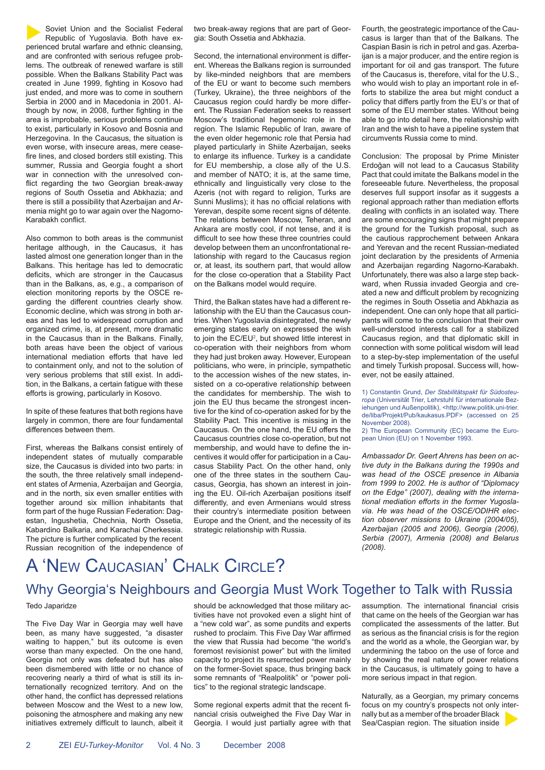Soviet Union and the Socialist Federal Republic of Yugoslavia. Both have experienced brutal warfare and ethnic cleansing, and are confronted with serious refugee problems. The outbreak of renewed warfare is still possible. When the Balkans Stability Pact was created in June 1999, fighting in Kosovo had just ended, and more was to come in southern Serbia in 2000 and in Macedonia in 2001. Although by now, in 2008, further fighting in the area is improbable, serious problems continue to exist, particularly in Kosovo and Bosnia and Herzegovina. In the Caucasus, the situation is even worse, with insecure areas, mere ceasefire lines, and closed borders still existing. This summer, Russia and Georgia fought a short war in connection with the unresolved conflict regarding the two Georgian break-away regions of South Ossetia and Abkhazia; and there is still a possibility that Azerbaijan and Armenia might go to war again over the Nagorno-Karabakh conflict.

Also common to both areas is the communist heritage although, in the Caucasus, it has lasted almost one generation longer than in the Balkans. This heritage has led to democratic deficits, which are stronger in the Caucasus than in the Balkans, as, e.g., a comparison of election monitoring reports by the OSCE regarding the different countries clearly show. Economic decline, which was strong in both areas and has led to widespread corruption and organized crime, is, at present, more dramatic in the Caucasus than in the Balkans. Finally, both areas have been the object of various international mediation efforts that have led to containment only, and not to the solution of very serious problems that still exist. In addition, in the Balkans, a certain fatigue with these efforts is growing, particularly in Kosovo.

In spite of these features that both regions have largely in common, there are four fundamental differences between them.

First, whereas the Balkans consist entirely of independent states of mutually comparable size, the Caucasus is divided into two parts: in the south, the three relatively small independent states of Armenia, Azerbaijan and Georgia, and in the north, six even smaller entities with together around six million inhabitants that form part of the huge Russian Federation: Dagestan, Ingushetia, Chechnia, North Ossetia, Kabardino Balkaria, and Karachai Cherkessia. The picture is further complicated by the recent Russian recognition of the independence of two break-away regions that are part of Georgia: South Ossetia and Abkhazia.

Second, the international environment is different. Whereas the Balkans region is surrounded by like-minded neighbors that are members of the EU or want to become such members (Turkey, Ukraine), the three neighbors of the Caucasus region could hardly be more different. The Russian Federation seeks to reassert Moscow's traditional hegemonic role in the region. The Islamic Republic of Iran, aware of the even older hegemonic role that Persia had played particularly in Shiite Azerbaijan, seeks to enlarge its influence. Turkey is a candidate for EU membership, a close ally of the U.S. and member of NATO; it is, at the same time, ethnically and linguistically very close to the Azeris (not with regard to religion, Turks are Sunni Muslims); it has no official relations with Yerevan, despite some recent signs of détente. The relations between Moscow, Teheran, and Ankara are mostly cool, if not tense, and it is difficult to see how these three countries could develop between them an unconfrontational relationship with regard to the Caucasus region or, at least, its southern part, that would allow for the close co-operation that a Stability Pact on the Balkans model would require.

Third, the Balkan states have had a different relationship with the EU than the Caucasus countries. When Yugoslavia disintegrated, the newly emerging states early on expressed the wish to join the EC/EU[2], but showed little interest in co-operation with their neighbors from whom they had just broken away. However, European politicians, who were, in principle, sympathetic to the accession wishes of the new states, insisted on a co-operative relationship between the candidates for membership. The wish to join the EU thus became the strongest incentive for the kind of co-operation asked for by the Stability Pact. This incentive is missing in the Caucasus. On the one hand, the EU offers the Caucasus countries close co-operation, but not membership, and would have to define the incentives it would offer for participation in a Caucasus Stability Pact. On the other hand, only one of the three states in the southern Caucasus, Georgia, has shown an interest in joining the EU. Oil-rich Azerbaijan positions itself differently, and even Armenians would stress their country's intermediate position between Europe and the Orient, and the necessity of its strategic relationship with Russia.

Fourth, the geostrategic importance of the Caucasus is larger than that of the Balkans. The Caspian Basin is rich in petrol and gas. Azerbaijan is a major producer, and the entire region is important for oil and gas transport. The future of the Caucasus is, therefore, vital for the U.S., who would wish to play an important role in efforts to stabilize the area but might conduct a policy that differs partly from the EU's or that of some of the EU member states. Without being able to go into detail here, the relationship with Iran and the wish to have a pipeline system that circumvents Russia come to mind.

Conclusion: The proposal by Prime Minister Erdoğan will not lead to a Caucasus Stability Pact that could imitate the Balkans model in the foreseeable future. Nevertheless, the proposal deserves full support insofar as it suggests a regional approach rather than mediation efforts dealing with conflicts in an isolated way. There are some encouraging signs that might prepare the ground for the Turkish proposal, such as the cautious rapprochement between Ankara and Yerevan and the recent Russian-mediated joint declaration by the presidents of Armenia and Azerbaijan regarding Nagorno-Karabakh. Unfortunately, there was also a large step backward, when Russia invaded Georgia and created a new and difficult problem by recognizing the regimes in South Ossetia and Abkhazia as independent. One can only hope that all participants will come to the conclusion that their own well-understood interests call for a stabilized Caucasus region, and that diplomatic skill in connection with some political wisdom will lead to a step-by-step implementation of the useful and timely Turkish proposal. Success will, however, not be easily attained.

1) Constantin Grund, *Der Stabilitätspakt für Südosteuropa* (Universität Trier, Lehrstuhl für internationale Beziehungen und Außenpolitik), <http://www.politik.uni-trier.de/liba/Projekt/Pub/kaukasus.PDF> (accessed on 25 November 2008).

2) The European Community (EC) became the European Union (EU) on 1 November 1993.

*Ambassador Dr. Geert Ahrens has been on active duty in the Balkans during the 1990s and was head of the OSCE presence in Albania from 1999 to 2002. He is author of "Diplomacy on the Edge" (2007), dealing with the international mediation efforts in the former Yugoslavia. He was head of the OSCE/ODIHR election observer missions to Ukraine (2004/05), Azerbaijan (2005 and 2006), Georgia (2006), Serbia (2007), Armenia (2008) and Belarus (2008).*

# A 'New Caucasian' Chalk Circle?

## Why Georgia's Neighbours and Georgia Must Work Together to Talk with Russia

Tedo Japaridze

The Five Day War in Georgia may well have been, as many have suggested, "a disaster waiting to happen," but its outcome is even worse than many expected. On the one hand, Georgia not only was defeated but has also been dismembered with little or no chance of recovering nearly a third of what is still its internationally recognized territory. And on the other hand, the conflict has depressed relations between Moscow and the West to a new low, poisoning the atmosphere and making any new initiatives extremely difficult to launch, albeit it should be acknowledged that those military activities have not provoked even a slight hint of a "new cold war", as some pundits and experts rushed to proclaim. This Five Day War affirmed the view that Russia had become "the world's foremost revisionist power" but with the limited capacity to project its resurrected power mainly on the former-Soviet space, thus bringing back some remnants of "Realpolitik" or "power politics" to the regional strategic landscape.

Some regional experts admit that the recent financial crisis outweighed the Five Day War in Georgia. I would just partially agree with that assumption. The international financial crisis that came on the heels of the Georgian war has complicated the assessments of the latter. But as serious as the financial crisis is for the region and the world as a whole, the Georgian war, by undermining the taboo on the use of force and by showing the real nature of power relations in the Caucasus, is ultimately going to have a more serious impact in that region.

Naturally, as a Georgian, my primary concerns focus on my country's prospects not only internally but as a member of the broader Black Sea/Caspian region. The situation inside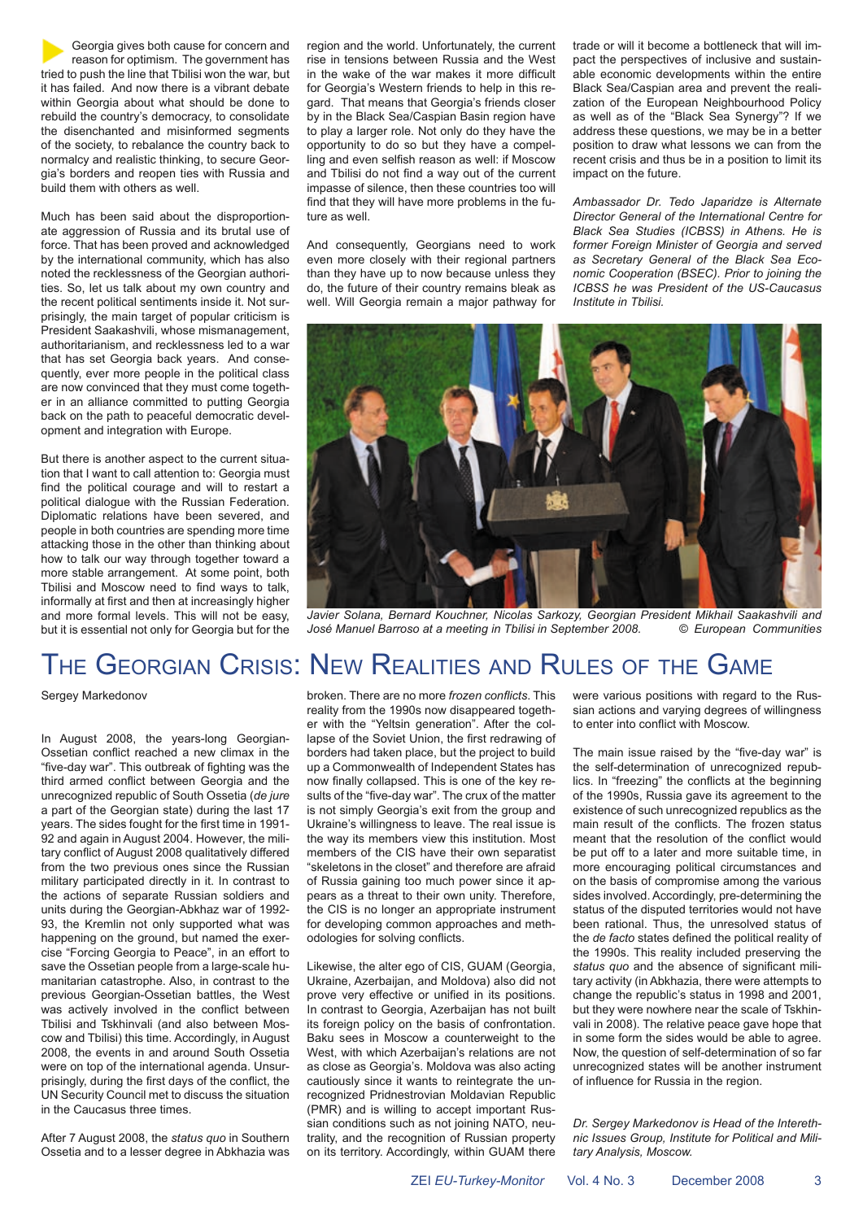Georgia gives both cause for concern and reason for optimism. The government has tried to push the line that Tbilisi won the war, but it has failed. And now there is a vibrant debate within Georgia about what should be done to rebuild the country's democracy, to consolidate the disenchanted and misinformed segments of the society, to rebalance the country back to normalcy and realistic thinking, to secure Georgia's borders and reopen ties with Russia and build them with others as well.

Much has been said about the disproportionate aggression of Russia and its brutal use of force. That has been proved and acknowledged by the international community, which has also noted the recklessness of the Georgian authorities. So, let us talk about my own country and the recent political sentiments inside it. Not surprisingly, the main target of popular criticism is President Saakashvili, whose mismanagement, authoritarianism, and recklessness led to a war that has set Georgia back years. And consequently, ever more people in the political class are now convinced that they must come together in an alliance committed to putting Georgia back on the path to peaceful democratic development and integration with Europe.

But there is another aspect to the current situation that I want to call attention to: Georgia must find the political courage and will to restart a political dialogue with the Russian Federation. Diplomatic relations have been severed, and people in both countries are spending more time attacking those in the other than thinking about how to talk our way through together toward a more stable arrangement. At some point, both Tbilisi and Moscow need to find ways to talk, informally at first and then at increasingly higher and more formal levels. This will not be easy, but it is essential not only for Georgia but for the region and the world. Unfortunately, the current rise in tensions between Russia and the West in the wake of the war makes it more difficult for Georgia's Western friends to help in this regard. That means that Georgia's friends closer by in the Black Sea/Caspian Basin region have to play a larger role. Not only do they have the opportunity to do so but they have a compelling and even selfish reason as well: if Moscow and Tbilisi do not find a way out of the current impasse of silence, then these countries too will find that they will have more problems in the future as well.

And consequently, Georgians need to work even more closely with their regional partners than they have up to now because unless they do, the future of their country remains bleak as well. Will Georgia remain a major pathway for trade or will it become a bottleneck that will impact the perspectives of inclusive and sustainable economic developments within the entire Black Sea/Caspian area and prevent the realization of the European Neighbourhood Policy as well as of the "Black Sea Synergy"? If we address these questions, we may be in a better position to draw what lessons we can from the recent crisis and thus be in a position to limit its impact on the future.

*Ambassador Dr. Tedo Japaridze is Alternate Director General of the International Centre for Black Sea Studies (ICBSS) in Athens. He is former Foreign Minister of Georgia and served as Secretary General of the Black Sea Economic Cooperation (BSEC). Prior to joining the ICBSS he was President of the US-Caucasus Institute in Tbilisi.*

*Javier Solana, Bernard Kouchner, Nicolas Sarkozy, Georgian President Mikhail Saakashvili and José Manuel Barroso at a meeting in Tbilisi in September 2008.* *© European Communities*

# The Georgian Crisis: New Realities and Rules of the Game

Sergey Markedonov

In August 2008, the years-long Georgian-Ossetian conflict reached a new climax in the "five-day war". This outbreak of fighting was the third armed conflict between Georgia and the unrecognized republic of South Ossetia (*de jure* a part of the Georgian state) during the last 17 years. The sides fought for the first time in 1991-92 and again in August 2004. However, the military conflict of August 2008 qualitatively differed from the two previous ones since the Russian military participated directly in it. In contrast to the actions of separate Russian soldiers and units during the Georgian-Abkhaz war of 1992-93, the Kremlin not only supported what was happening on the ground, but named the exercise "Forcing Georgia to Peace", in an effort to save the Ossetian people from a large-scale humanitarian catastrophe. Also, in contrast to the previous Georgian-Ossetian battles, the West was actively involved in the conflict between Tbilisi and Tskhinvali (and also between Moscow and Tbilisi) this time. Accordingly, in August 2008, the events in and around South Ossetia were on top of the international agenda. Unsurprisingly, during the first days of the conflict, the UN Security Council met to discuss the situation in the Caucasus three times.

After 7 August 2008, the *status quo* in Southern Ossetia and to a lesser degree in Abkhazia was broken. There are no more *frozen conflicts*. This reality from the 1990s now disappeared together with the "Yeltsin generation". After the collapse of the Soviet Union, the first redrawing of borders had taken place, but the project to build up a Commonwealth of Independent States has now finally collapsed. This is one of the key results of the "five-day war". The crux of the matter is not simply Georgia's exit from the group and Ukraine's willingness to leave. The real issue is the way its members view this institution. Most members of the CIS have their own separatist "skeletons in the closet" and therefore are afraid of Russia gaining too much power since it appears as a threat to their own unity. Therefore, the CIS is no longer an appropriate instrument for developing common approaches and methodologies for solving conflicts.

Likewise, the alter ego of CIS, GUAM (Georgia, Ukraine, Azerbaijan, and Moldova) also did not prove very effective or unified in its positions. In contrast to Georgia, Azerbaijan has not built its foreign policy on the basis of confrontation. Baku sees in Moscow a counterweight to the West, with which Azerbaijan's relations are not as close as Georgia's. Moldova was also acting cautiously since it wants to reintegrate the unrecognized Pridnestrovian Moldavian Republic (PMR) and is willing to accept important Russian conditions such as not joining NATO, neutrality, and the recognition of Russian property on its territory. Accordingly, within GUAM there were various positions with regard to the Russian actions and varying degrees of willingness to enter into conflict with Moscow.

The main issue raised by the "five-day war" is the self-determination of unrecognized republics. In "freezing" the conflicts at the beginning of the 1990s, Russia gave its agreement to the existence of such unrecognized republics as the main result of the conflicts. The frozen status meant that the resolution of the conflict would be put off to a later and more suitable time, in more encouraging political circumstances and on the basis of compromise among the various sides involved. Accordingly, pre-determining the status of the disputed territories would not have been rational. Thus, the unresolved status of the *de facto* states defined the political reality of the 1990s. This reality included preserving the *status quo* and the absence of significant military activity (in Abkhazia, there were attempts to change the republic's status in 1998 and 2001, but they were nowhere near the scale of Tskhinvali in 2008). The relative peace gave hope that in some form the sides would be able to agree. Now, the question of self-determination of so far unrecognized states will be another instrument of influence for Russia in the region.

*Dr. Sergey Markedonov is Head of the Interethnic Issues Group, Institute for Political and Military Analysis, Moscow.*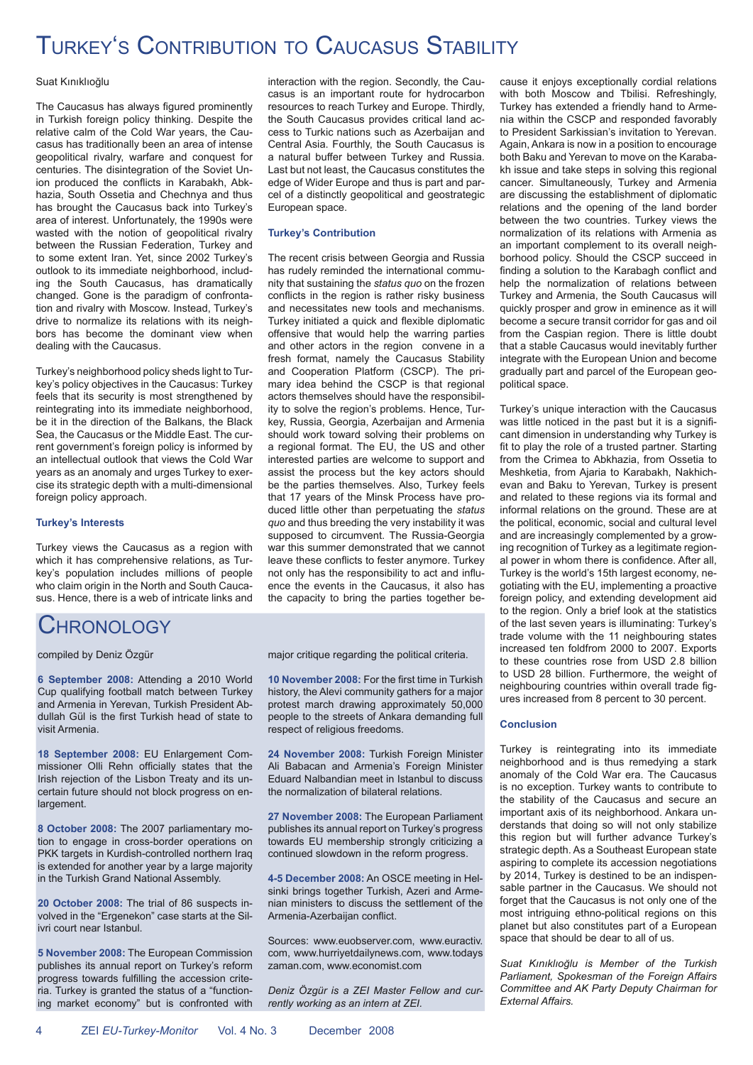# Turkey's Contribution to Caucasus Stability

Suat Kınıklıoğlu

The Caucasus has always figured prominently in Turkish foreign policy thinking. Despite the relative calm of the Cold War years, the Caucasus has traditionally been an area of intense geopolitical rivalry, warfare and conquest for centuries. The disintegration of the Soviet Union produced the conflicts in Karabakh, Abkhazia, South Ossetia and Chechnya and thus has brought the Caucasus back into Turkey's area of interest. Unfortunately, the 1990s were wasted with the notion of geopolitical rivalry between the Russian Federation, Turkey and to some extent Iran. Yet, since 2002 Turkey's outlook to its immediate neighborhood, including the South Caucasus, has dramatically changed. Gone is the paradigm of confrontation and rivalry with Moscow. Instead, Turkey's drive to normalize its relations with its neighbors has become the dominant view when dealing with the Caucasus.

Turkey's neighborhood policy sheds light to Turkey's policy objectives in the Caucasus: Turkey feels that its security is most strengthened by reintegrating into its immediate neighborhood, be it in the direction of the Balkans, the Black Sea, the Caucasus or the Middle East. The current government's foreign policy is informed by an intellectual outlook that views the Cold War years as an anomaly and urges Turkey to exercise its strategic depth with a multi-dimensional foreign policy approach.

### Turkey's Interests

Turkey views the Caucasus as a region with which it has comprehensive relations, as Turkey's population includes millions of people who claim origin in the North and South Caucasus. Hence, there is a web of intricate links and interaction with the region. Secondly, the Caucasus is an important route for hydrocarbon resources to reach Turkey and Europe. Thirdly, the South Caucasus provides critical land access to Turkic nations such as Azerbaijan and Central Asia. Fourthly, the South Caucasus is a natural buffer between Turkey and Russia. Last but not least, the Caucasus constitutes the edge of Wider Europe and thus is part and parcel of a distinctly geopolitical and geostrategic European space.

### Turkey's Contribution

The recent crisis between Georgia and Russia has rudely reminded the international community that sustaining the *status quo* on the frozen conflicts in the region is rather risky business and necessitates new tools and mechanisms. Turkey initiated a quick and flexible diplomatic offensive that would help the warring parties and other actors in the region convene in a fresh format, namely the Caucasus Stability and Cooperation Platform (CSCP). The primary idea behind the CSCP is that regional actors themselves should have the responsibility to solve the region's problems. Hence, Turkey, Russia, Georgia, Azerbaijan and Armenia should work toward solving their problems on a regional format. The EU, the US and other interested parties are welcome to support and assist the process but the key actors should be the parties themselves. Also, Turkey feels that 17 years of the Minsk Process have produced little other than perpetuating the *status quo* and thus breeding the very instability it was supposed to circumvent. The Russia-Georgia war this summer demonstrated that we cannot leave these conflicts to fester anymore. Turkey not only has the responsibility to act and influence the events in the Caucasus, it also has the capacity to bring the parties together because it enjoys exceptionally cordial relations with both Moscow and Tbilisi. Refreshingly, Turkey has extended a friendly hand to Armenia within the CSCP and responded favorably to President Sarkissian's invitation to Yerevan. Again, Ankara is now in a position to encourage both Baku and Yerevan to move on the Karabakh issue and take steps in solving this regional cancer. Simultaneously, Turkey and Armenia are discussing the establishment of diplomatic relations and the opening of the land border between the two countries. Turkey views the normalization of its relations with Armenia as an important complement to its overall neighborhood policy. Should the CSCP succeed in finding a solution to the Karabagh conflict and help the normalization of relations between Turkey and Armenia, the South Caucasus will quickly prosper and grow in eminence as it will become a secure transit corridor for gas and oil from the Caspian region. There is little doubt that a stable Caucasus would inevitably further integrate with the European Union and become gradually part and parcel of the European geopolitical space.

Turkey's unique interaction with the Caucasus was little noticed in the past but it is a significant dimension in understanding why Turkey is fit to play the role of a trusted partner. Starting from the Crimea to Abkhazia, from Ossetia to Meshketia, from Ajaria to Karabakh, Nakhichevan and Baku to Yerevan, Turkey is present and related to these regions via its formal and informal relations on the ground. These are at the political, economic, social and cultural level and are increasingly complemented by a growing recognition of Turkey as a legitimate regional power in whom there is confidence. After all, Turkey is the world's 15th largest economy, negotiating with the EU, implementing a proactive foreign policy, and extending development aid to the region. Only a brief look at the statistics of the last seven years is illuminating: Turkey's trade volume with the 11 neighbouring states increased ten foldfrom 2000 to 2007. Exports to these countries rose from USD 2.8 billion to USD 28 billion. Furthermore, the weight of neighbouring countries within overall trade figures increased from 8 percent to 30 percent.

### Conclusion

Turkey is reintegrating into its immediate neighborhood and is thus remedying a stark anomaly of the Cold War era. The Caucasus is no exception. Turkey wants to contribute to the stability of the Caucasus and secure an important axis of its neighborhood. Ankara understands that doing so will not only stabilize this region but will further advance Turkey's strategic depth. As a Southeast European state aspiring to complete its accession negotiations by 2014, Turkey is destined to be an indispensable partner in the Caucasus. We should not forget that the Caucasus is not only one of the most intriguing ethno-political regions on this planet but also constitutes part of a European space that should be dear to all of us.

*Suat Kınıklıoğlu is Member of the Turkish Parliament, Spokesman of the Foreign Affairs Committee and AK Party Deputy Chairman for External Affairs.*

# Chronology

compiled by Deniz Özgür

**6 September 2008:** Attending a 2010 World Cup qualifying football match between Turkey and Armenia in Yerevan, Turkish President Abdullah Gül is the first Turkish head of state to visit Armenia.

**18 September 2008:** EU Enlargement Commissioner Olli Rehn officially states that the Irish rejection of the Lisbon Treaty and its uncertain future should not block progress on enlargement.

**8 October 2008:** The 2007 parliamentary motion to engage in cross-border operations on PKK targets in Kurdish-controlled northern Iraq is extended for another year by a large majority in the Turkish Grand National Assembly.

**20 October 2008:** The trial of 86 suspects involved in the "Ergenekon" case starts at the Silivri court near Istanbul.

**5 November 2008:** The European Commission publishes its annual report on Turkey's reform progress towards fulfilling the accession criteria. Turkey is granted the status of a "functioning market economy" but is confronted with major critique regarding the political criteria.

**10 November 2008:** For the first time in Turkish history, the Alevi community gathers for a major protest march drawing approximately 50,000 people to the streets of Ankara demanding full respect of religious freedoms.

**24 November 2008:** Turkish Foreign Minister Ali Babacan and Armenia's Foreign Minister Eduard Nalbandian meet in Istanbul to discuss the normalization of bilateral relations.

**27 November 2008:** The European Parliament publishes its annual report on Turkey's progress towards EU membership strongly criticizing a continued slowdown in the reform progress.

**4-5 December 2008:** An OSCE meeting in Helsinki brings together Turkish, Azeri and Armenian ministers to discuss the settlement of the Armenia-Azerbaijan conflict.

Sources: www.euobserver.com, www.euractiv.com, www.hurriyetdailynews.com, www.todayszaman.com, www.economist.com

*Deniz Özgür is a ZEI Master Fellow and currently working as an intern at ZEI.*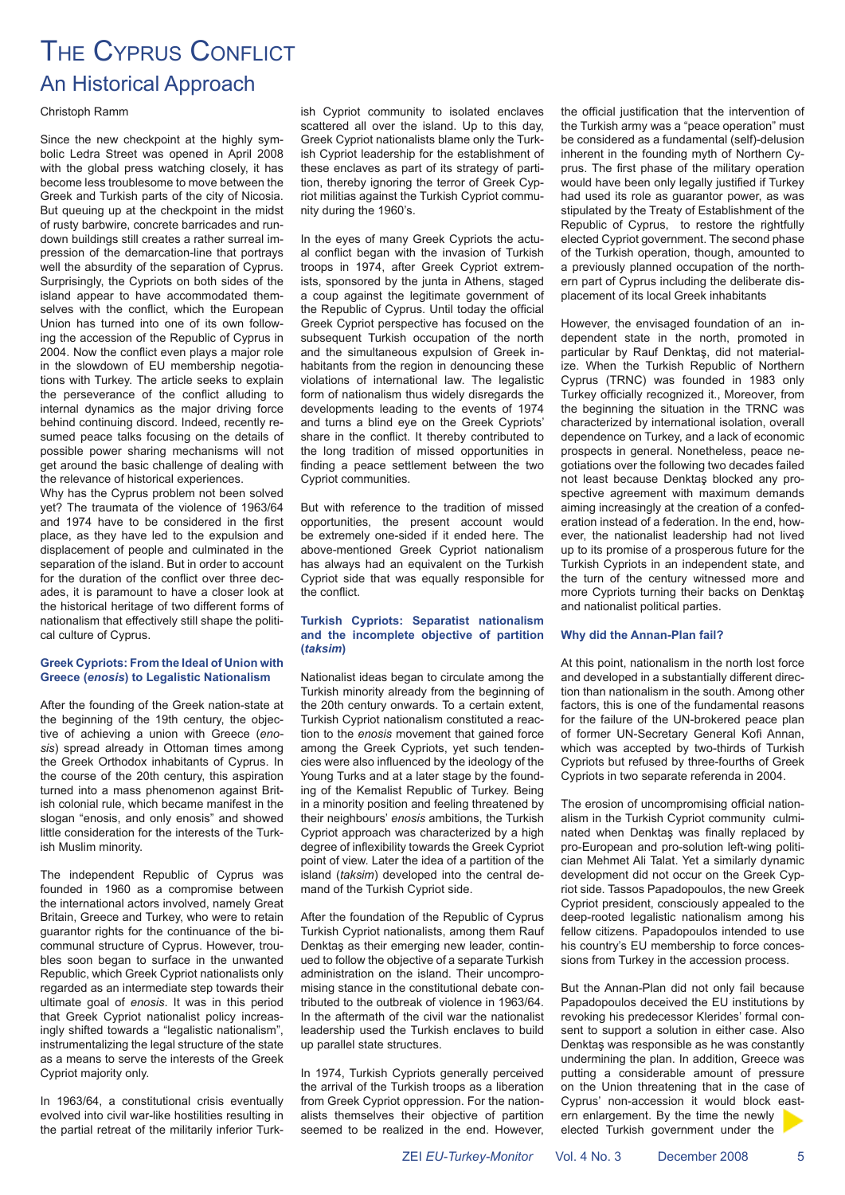# The Cyprus Conflict

## An Historical Approach

Christoph Ramm

Since the new checkpoint at the highly symbolic Ledra Street was opened in April 2008 with the global press watching closely, it has become less troublesome to move between the Greek and Turkish parts of the city of Nicosia. But queuing up at the checkpoint in the midst of rusty barbwire, concrete barricades and rundown buildings still creates a rather surreal impression of the demarcation-line that portrays well the absurdity of the separation of Cyprus. Surprisingly, the Cypriots on both sides of the island appear to have accommodated themselves with the conflict, which the European Union has turned into one of its own following the accession of the Republic of Cyprus in 2004. Now the conflict even plays a major role in the slowdown of EU membership negotiations with Turkey. The article seeks to explain the perseverance of the conflict alluding to internal dynamics as the major driving force behind continuing discord. Indeed, recently resumed peace talks focusing on the details of possible power sharing mechanisms will not get around the basic challenge of dealing with the relevance of historical experiences.

Why has the Cyprus problem not been solved yet? The traumata of the violence of 1963/64 and 1974 have to be considered in the first place, as they have led to the expulsion and displacement of people and culminated in the separation of the island. But in order to account for the duration of the conflict over three decades, it is paramount to have a closer look at the historical heritage of two different forms of nationalism that effectively still shape the political culture of Cyprus.

### Greek Cypriots: From the Ideal of Union with Greece (*enosis*) to Legalistic Nationalism

After the founding of the Greek nation-state at the beginning of the 19th century, the objective of achieving a union with Greece (*enosis*) spread already in Ottoman times among the Greek Orthodox inhabitants of Cyprus. In the course of the 20th century, this aspiration turned into a mass phenomenon against British colonial rule, which became manifest in the slogan "enosis, and only enosis" and showed little consideration for the interests of the Turkish Muslim minority.

The independent Republic of Cyprus was founded in 1960 as a compromise between the international actors involved, namely Great Britain, Greece and Turkey, who were to retain guarantor rights for the continuance of the bi-communal structure of Cyprus. However, troubles soon began to surface in the unwanted Republic, which Greek Cypriot nationalists only regarded as an intermediate step towards their ultimate goal of *enosis*. It was in this period that Greek Cypriot nationalist policy increasingly shifted towards a "legalistic nationalism", instrumentalizing the legal structure of the state as a means to serve the interests of the Greek Cypriot majority only.

In 1963/64, a constitutional crisis eventually evolved into civil war-like hostilities resulting in the partial retreat of the militarily inferior Turkish Cypriot community to isolated enclaves scattered all over the island. Up to this day, Greek Cypriot nationalists blame only the Turkish Cypriot leadership for the establishment of these enclaves as part of its strategy of partition, thereby ignoring the terror of Greek Cypriot militias against the Turkish Cypriot community during the 1960's.

In the eyes of many Greek Cypriots the actual conflict began with the invasion of Turkish troops in 1974, after Greek Cypriot extremists, sponsored by the junta in Athens, staged a coup against the legitimate government of the Republic of Cyprus. Until today the official Greek Cypriot perspective has focused on the subsequent Turkish occupation of the north and the simultaneous expulsion of Greek inhabitants from the region in denouncing these violations of international law. The legalistic form of nationalism thus widely disregards the developments leading to the events of 1974 and turns a blind eye on the Greek Cypriots' share in the conflict. It thereby contributed to the long tradition of missed opportunities in finding a peace settlement between the two Cypriot communities.

But with reference to the tradition of missed opportunities, the present account would be extremely one-sided if it ended here. The above-mentioned Greek Cypriot nationalism has always had an equivalent on the Turkish Cypriot side that was equally responsible for the conflict.

### Turkish Cypriots: Separatist nationalism and the incomplete objective of partition (*taksim*)

Nationalist ideas began to circulate among the Turkish minority already from the beginning of the 20th century onwards. To a certain extent, Turkish Cypriot nationalism constituted a reaction to the *enosis* movement that gained force among the Greek Cypriots, yet such tendencies were also influenced by the ideology of the Young Turks and at a later stage by the founding of the Kemalist Republic of Turkey. Being in a minority position and feeling threatened by their neighbours' *enosis* ambitions, the Turkish Cypriot approach was characterized by a high degree of inflexibility towards the Greek Cypriot point of view. Later the idea of a partition of the island (*taksim*) developed into the central demand of the Turkish Cypriot side.

After the foundation of the Republic of Cyprus Turkish Cypriot nationalists, among them Rauf Denktaş as their emerging new leader, continued to follow the objective of a separate Turkish administration on the island. Their uncompromising stance in the constitutional debate contributed to the outbreak of violence in 1963/64. In the aftermath of the civil war the nationalist leadership used the Turkish enclaves to build up parallel state structures.

In 1974, Turkish Cypriots generally perceived the arrival of the Turkish troops as a liberation from Greek Cypriot oppression. For the nationalists themselves their objective of partition seemed to be realized in the end. However, the official justification that the intervention of the Turkish army was a "peace operation" must be considered as a fundamental (self)-delusion inherent in the founding myth of Northern Cyprus. The first phase of the military operation would have been only legally justified if Turkey had used its role as guarantor power, as was stipulated by the Treaty of Establishment of the Republic of Cyprus, to restore the rightfully elected Cypriot government. The second phase of the Turkish operation, though, amounted to a previously planned occupation of the northern part of Cyprus including the deliberate displacement of its local Greek inhabitants

However, the envisaged foundation of an independent state in the north, promoted in particular by Rauf Denktaş, did not materialize. When the Turkish Republic of Northern Cyprus (TRNC) was founded in 1983 only Turkey officially recognized it., Moreover, from the beginning the situation in the TRNC was characterized by international isolation, overall dependence on Turkey, and a lack of economic prospects in general. Nonetheless, peace negotiations over the following two decades failed not least because Denktaş blocked any prospective agreement with maximum demands aiming increasingly at the creation of a confederation instead of a federation. In the end, however, the nationalist leadership had not lived up to its promise of a prosperous future for the Turkish Cypriots in an independent state, and the turn of the century witnessed more and more Cypriots turning their backs on Denktaş and nationalist political parties.

### Why did the Annan-Plan fail?

At this point, nationalism in the north lost force and developed in a substantially different direction than nationalism in the south. Among other factors, this is one of the fundamental reasons for the failure of the UN-brokered peace plan of former UN-Secretary General Kofi Annan, which was accepted by two-thirds of Turkish Cypriots but refused by three-fourths of Greek Cypriots in two separate referenda in 2004.

The erosion of uncompromising official nationalism in the Turkish Cypriot community culminated when Denktaş was finally replaced by pro-European and pro-solution left-wing politician Mehmet Ali Talat. Yet a similarly dynamic development did not occur on the Greek Cypriot side. Tassos Papadopoulos, the new Greek Cypriot president, consciously appealed to the deep-rooted legalistic nationalism among his fellow citizens. Papadopoulos intended to use his country's EU membership to force concessions from Turkey in the accession process.

But the Annan-Plan did not only fail because Papadopoulos deceived the EU institutions by revoking his predecessor Klerides' formal consent to support a solution in either case. Also Denktaş was responsible as he was constantly undermining the plan. In addition, Greece was putting a considerable amount of pressure on the Union threatening that in the case of Cyprus' non-accession it would block eastern enlargement. By the time the newly elected Turkish government under the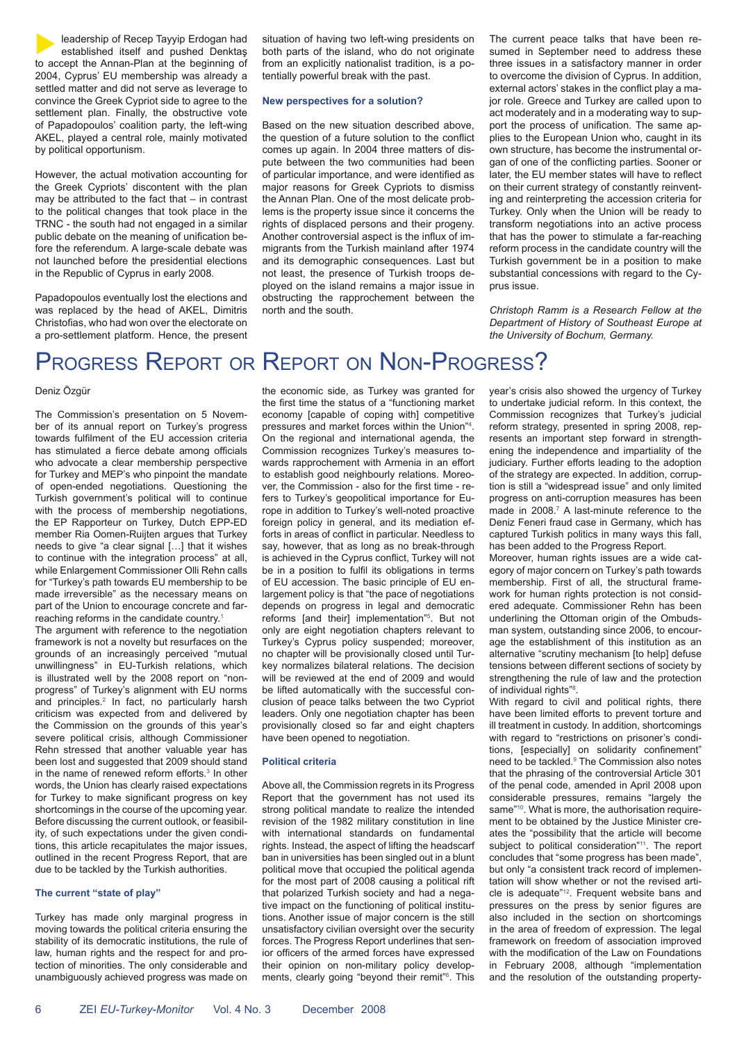leadership of Recep Tayyip Erdogan had established itself and pushed Denktaş to accept the Annan-Plan at the beginning of 2004, Cyprus' EU membership was already a settled matter and did not serve as leverage to convince the Greek Cypriot side to agree to the settlement plan. Finally, the obstructive vote of Papadopoulos' coalition party, the left-wing AKEL, played a central role, mainly motivated by political opportunism.

However, the actual motivation accounting for the Greek Cypriots' discontent with the plan may be attributed to the fact that – in contrast to the political changes that took place in the TRNC - the south had not engaged in a similar public debate on the meaning of unification before the referendum. A large-scale debate was not launched before the presidential elections in the Republic of Cyprus in early 2008.

Papadopoulos eventually lost the elections and was replaced by the head of AKEL, Dimitris Christofias, who had won over the electorate on a pro-settlement platform. Hence, the present situation of having two left-wing presidents on both parts of the island, who do not originate from an explicitly nationalist tradition, is a potentially powerful break with the past.

### New perspectives for a solution?

Based on the new situation described above, the question of a future solution to the conflict comes up again. In 2004 three matters of dispute between the two communities had been of particular importance, and were identified as major reasons for Greek Cypriots to dismiss the Annan Plan. One of the most delicate problems is the property issue since it concerns the rights of displaced persons and their progeny. Another controversial aspect is the influx of immigrants from the Turkish mainland after 1974 and its demographic consequences. Last but not least, the presence of Turkish troops deployed on the island remains a major issue in obstructing the rapprochement between the north and the south.

The current peace talks that have been resumed in September need to address these three issues in a satisfactory manner in order to overcome the division of Cyprus. In addition, external actors' stakes in the conflict play a major role. Greece and Turkey are called upon to act moderately and in a moderating way to support the process of unification. The same applies to the European Union who, caught in its own structure, has become the instrumental organ of one of the conflicting parties. Sooner or later, the EU member states will have to reflect on their current strategy of constantly reinventing and reinterpreting the accession criteria for Turkey. Only when the Union will be ready to transform negotiations into an active process that has the power to stimulate a far-reaching reform process in the candidate country will the Turkish government be in a position to make substantial concessions with regard to the Cyprus issue.

*Christoph Ramm is a Research Fellow at the Department of History of Southeast Europe at the University of Bochum, Germany.*

# Progress Report or Report on Non-Progress?

Deniz Özgür

The Commission's presentation on 5 November of its annual report on Turkey's progress towards fulfilment of the EU accession criteria has stimulated a fierce debate among officials who advocate a clear membership perspective for Turkey and MEP's who pinpoint the mandate of open-ended negotiations. Questioning the Turkish government's political will to continue with the process of membership negotiations, the EP Rapporteur on Turkey, Dutch EPP-ED member Ria Oomen-Ruijten argues that Turkey needs to give "a clear signal […] that it wishes to continue with the integration process" at all, while Enlargement Commissioner Olli Rehn calls for "Turkey's path towards EU membership to be made irreversible" as the necessary means on part of the Union to encourage concrete and far-reaching reforms in the candidate country.[1]

The argument with reference to the negotiation framework is not a novelty but resurfaces on the grounds of an increasingly perceived "mutual unwillingness" in EU-Turkish relations, which is illustrated well by the 2008 report on "non-progress" of Turkey's alignment with EU norms and principles.[2] In fact, no particularly harsh criticism was expected from and delivered by the Commission on the grounds of this year's severe political crisis, although Commissioner Rehn stressed that another valuable year has been lost and suggested that 2009 should stand in the name of renewed reform efforts.[3] In other words, the Union has clearly raised expectations for Turkey to make significant progress on key shortcomings in the course of the upcoming year. Before discussing the current outlook, or feasibility, of such expectations under the given conditions, this article recapitulates the major issues, outlined in the recent Progress Report, that are due to be tackled by the Turkish authorities.

### The current "state of play"

Turkey has made only marginal progress in moving towards the political criteria ensuring the stability of its democratic institutions, the rule of law, human rights and the respect for and protection of minorities. The only considerable and unambiguously achieved progress was made on the economic side, as Turkey was granted for the first time the status of a "functioning market economy [capable of coping with] competitive pressures and market forces within the Union"[4]. On the regional and international agenda, the Commission recognizes Turkey's measures towards rapprochement with Armenia in an effort to establish good neighbourly relations. Moreover, the Commission - also for the first time - refers to Turkey's geopolitical importance for Europe in addition to Turkey's well-noted proactive foreign policy in general, and its mediation efforts in areas of conflict in particular. Needless to say, however, that as long as no break-through is achieved in the Cyprus conflict, Turkey will not be in a position to fulfil its obligations in terms of EU accession. The basic principle of EU enlargement policy is that "the pace of negotiations depends on progress in legal and democratic reforms [and their] implementation"[5]. But not only are eight negotiation chapters relevant to Turkey's Cyprus policy suspended; moreover, no chapter will be provisionally closed until Turkey normalizes bilateral relations. The decision will be reviewed at the end of 2009 and would be lifted automatically with the successful conclusion of peace talks between the two Cypriot leaders. Only one negotiation chapter has been provisionally closed so far and eight chapters have been opened to negotiation.

### Political criteria

Above all, the Commission regrets in its Progress Report that the government has not used its strong political mandate to realize the intended revision of the 1982 military constitution in line with international standards on fundamental rights. Instead, the aspect of lifting the headscarf ban in universities has been singled out in a blunt political move that occupied the political agenda for the most part of 2008 causing a political rift that polarized Turkish society and had a negative impact on the functioning of political institutions. Another issue of major concern is the still unsatisfactory civilian oversight over the security forces. The Progress Report underlines that senior officers of the armed forces have expressed their opinion on non-military policy developments, clearly going "beyond their remit"[6]. This year's crisis also showed the urgency of Turkey to undertake judicial reform. In this context, the Commission recognizes that Turkey's judicial reform strategy, presented in spring 2008, represents an important step forward in strengthening the independence and impartiality of the judiciary. Further efforts leading to the adoption of the strategy are expected. In addition, corruption is still a "widespread issue" and only limited progress on anti-corruption measures has been made in 2008.[7] A last-minute reference to the Deniz Feneri fraud case in Germany, which has captured Turkish politics in many ways this fall, has been added to the Progress Report.

Moreover, human rights issues are a wide category of major concern on Turkey's path towards membership. First of all, the structural framework for human rights protection is not considered adequate. Commissioner Rehn has been underlining the Ottoman origin of the Ombudsman system, outstanding since 2006, to encourage the establishment of this institution as an alternative "scrutiny mechanism [to help] defuse tensions between different sections of society by strengthening the rule of law and the protection of individual rights"[8].

With regard to civil and political rights, there have been limited efforts to prevent torture and ill treatment in custody. In addition, shortcomings with regard to "restrictions on prisoner's conditions, [especially] on solidarity confinement" need to be tackled.[9] The Commission also notes that the phrasing of the controversial Article 301 of the penal code, amended in April 2008 upon considerable pressures, remains "largely the same"[10]. What is more, the authorisation requirement to be obtained by the Justice Minister creates the "possibility that the article will become subject to political consideration"[11]. The report concludes that "some progress has been made", but only "a consistent track record of implementation will show whether or not the revised article is adequate"[12]. Frequent website bans and pressures on the press by senior figures are also included in the section on shortcomings in the area of freedom of expression. The legal framework on freedom of association improved with the modification of the Law on Foundations in February 2008, although "implementation and the resolution of the outstanding property-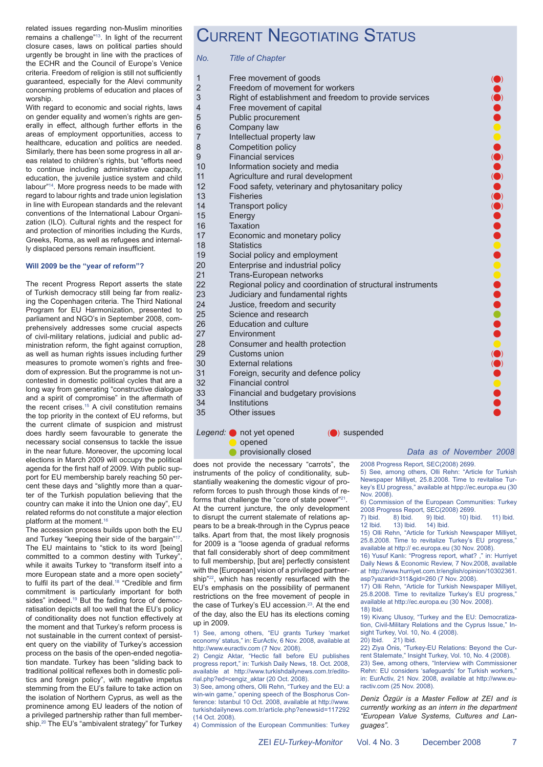related issues regarding non-Muslim minorities remains a challenge"[13]. In light of the recurrent closure cases, laws on political parties should urgently be brought in line with the practices of the ECHR and the Council of Europe's Venice criteria. Freedom of religion is still not sufficiently guaranteed, especially for the Alevi community concerning problems of education and places of worship.

With regard to economic and social rights, laws on gender equality and women's rights are generally in effect, although further efforts in the areas of employment opportunities, access to healthcare, education and politics are needed. Similarly, there has been some progress in all areas related to children's rights, but "efforts need to continue including administrative capacity, education, the juvenile justice system and child labour"[14]. More progress needs to be made with regard to labour rights and trade union legislation in line with European standards and the relevant conventions of the International Labour Organization (ILO). Cultural rights and the respect for and protection of minorities including the Kurds, Greeks, Roma, as well as refugees and internally displaced persons remain insufficient.

**Will 2009 be the "year of reform"?**

The recent Progress Report asserts the state of Turkish democracy still being far from realizing the Copenhagen criteria. The Third National Program for EU Harmonization, presented to parliament and NGO's in September 2008, comprehensively addresses some crucial aspects of civil-military relations, judicial and public administration reform, the fight against corruption, as well as human rights issues including further measures to promote women's rights and freedom of expression. But the programme is not uncontested in domestic political cycles that are a long way from generating "constructive dialogue and a spirit of compromise" in the aftermath of the recent crises.[15] A civil constitution remains the top priority in the context of EU reforms, but the current climate of suspicion and mistrust does hardly seem favourable to generate the necessary social consensus to tackle the issue in the near future. Moreover, the upcoming local elections in March 2009 will occupy the political agenda for the first half of 2009. With public support for EU membership barely reaching 50 percent these days and "slightly more than a quarter of the Turkish population believing that the country can make it into the Union one day", EU related reforms do not constitute a major election platform at the moment.[16]

The accession process builds upon both the EU and Turkey "keeping their side of the bargain"[17]. The EU maintains to "stick to its word [being] committed to a common destiny with Turkey", while it awaits Turkey to "transform itself into a more European state and a more open society" to fulfil its part of the deal.[18] "Credible and firm commitment is particularly important for both sides" indeed.[19] But the fading force of democratisation depicts all too well that the EU's policy of conditionality does not function effectively at the moment and that Turkey's reform process is not sustainable in the current context of persistent query on the viability of Turkey's accession process on the basis of the open-ended negotiation mandate. Turkey has been "sliding back to traditional political reflexes both in domestic politics and foreign policy", with negative impetus stemming from the EU's failure to take action on the isolation of Northern Cyprus, as well as the prominence among EU leaders of the notion of a privileged partnership rather than full membership.[20] The EU's "ambivalent strategy" for Turkey does not provide the necessary "carrots", the instruments of the policy of conditionality, substantially weakening the domestic vigour of pro-reform forces to push through those kinds of reforms that challenge the "core of state power"[21]. At the current juncture, the only development to disrupt the current stalemate of relations appears to be a break-through in the Cyprus peace talks. Apart from that, the most likely prognosis for 2009 is a "loose agenda of gradual reforms that fall considerably short of deep commitment to full membership, [but are] perfectly consistent with the [European] vision of a privileged partnership"[22], which has recently resurfaced with the EU's emphasis on the possibility of permanent restrictions on the free movement of people in the case of Turkey's EU accession.[23]. At the end of the day, also the EU has its elections coming up in 2009.

# Current Negotiating Status

| No. | Title of Chapter | Status |
|---|---|---|
| 1 | Free movement of goods | suspended |
| 2 | Freedom of movement for workers | not yet opened |
| 3 | Right of establishment and freedom to provide services | suspended |
| 4 | Free movement of capital | not yet opened |
| 5 | Public procurement | not yet opened |
| 6 | Company law | opened |
| 7 | Intellectual property law | opened |
| 8 | Competition policy | not yet opened |
| 9 | Financial services | suspended |
| 10 | Information society and media | not yet opened |
| 11 | Agriculture and rural development | suspended |
| 12 | Food safety, veterinary and phytosanitary policy | not yet opened |
| 13 | Fisheries | suspended |
| 14 | Transport policy | suspended |
| 15 | Energy | not yet opened |
| 16 | Taxation | not yet opened |
| 17 | Economic and monetary policy | not yet opened |
| 18 | Statistics | opened |
| 19 | Social policy and employment | not yet opened |
| 20 | Enterprise and industrial policy | opened |
| 21 | Trans-European networks | opened |
| 22 | Regional policy and coordination of structural instruments | not yet opened |
| 23 | Judiciary and fundamental rights | not yet opened |
| 24 | Justice, freedom and security | not yet opened |
| 25 | Science and research | provisionally closed |
| 26 | Education and culture | not yet opened |
| 27 | Environment | not yet opened |
| 28 | Consumer and health protection | opened |
| 29 | Customs union | suspended |
| 30 | External relations | suspended |
| 31 | Foreign, security and defence policy | not yet opened |
| 32 | Financial control | opened |
| 33 | Financial and budgetary provisions | not yet opened |
| 34 | Institutions | not yet opened |
| 35 | Other issues | not yet opened |

*Legend:* not yet opened; opened; provisionally closed; (suspended)

*Data as of November 2008*

1) See, among others, "EU grants Turkey 'market economy' status," in: EurActiv, 6 Nov. 2008, available at http://www.euractiv.com (7 Nov. 2008).

2) Cengiz Aktar, "Hectic fall before EU publishes progress report," in: Turkish Daily News, 18. Oct. 2008, available at http://www.turkishdailynews.com.tr/editorial.php?ed=cengiz_aktar (20 Oct. 2008).

3) See, among others, Olli Rehn, "Turkey and the EU: a win-win game," opening speech of the Bosphorus Conference: Istanbul 10 Oct. 2008, available at http://www.turkishdailynews.com.tr/article.php?enewsid=117292 (14 Oct. 2008).

4) Commission of the European Communities: Turkey 2008 Progress Report, SEC(2008) 2699.

5) See, among others, Olli Rehn: "Article for Turkish Newspaper Milliyet, 25.8.2008. Time to revitalise Turkey's EU progress," available at htpp://ec.europa.eu (30 Nov. 2008).

6) Commission of the European Communities: Turkey 2008 Progress Report, SEC(2008) 2699.

7) Ibid. 8) Ibid. 9) Ibid. 10) Ibid. 11) Ibid. 12 Ibid. 13) Ibid. 14) Ibid.

15) Olli Rehn, "Article for Turkish Newspaper Milliyet, 25.8.2008. Time to revitalize Turkey's EU progress," available at http:// ec.europa.eu (30 Nov. 2008).

16) Yusuf Kanlı: "Progress report, what? ," in: Hurriyet Daily News & Economic Review, 7 Nov.2008, available at http://www.hurriyet.com.tr/english/opinion/10302361.asp?yazarid=311&gid=260 (7 Nov. 2008).

17) Olli Rehn, "Article for Turkish Newspaper Milliyet, 25.8.2008. Time to revitalize Turkey's EU progress," available at http://ec.europa.eu (30 Nov. 2008).

18) Ibid.

19) Kivanç Ulusoy, "Turkey and the EU: Democratization, Civil-Military Relations and the Cyprus Issue," Insight Turkey, Vol. 10, No. 4 (2008).

20) Ibid. 21) Ibid.

22) Ziya Önis, "Turkey-EU Relations: Beyond the Current Stalemate," Insight Turkey, Vol. 10, No. 4 (2008).

23) See, among others, "Interview with Commissioner Rehn: EU considers 'safeguards' for Turkish workers," in: EurActiv, 21 Nov. 2008, available at http://www.euractiv.com (25 Nov. 2008).

*Deniz Özgür is a Master Fellow at ZEI and is currently working as an intern in the department "European Value Systems, Cultures and Languages".*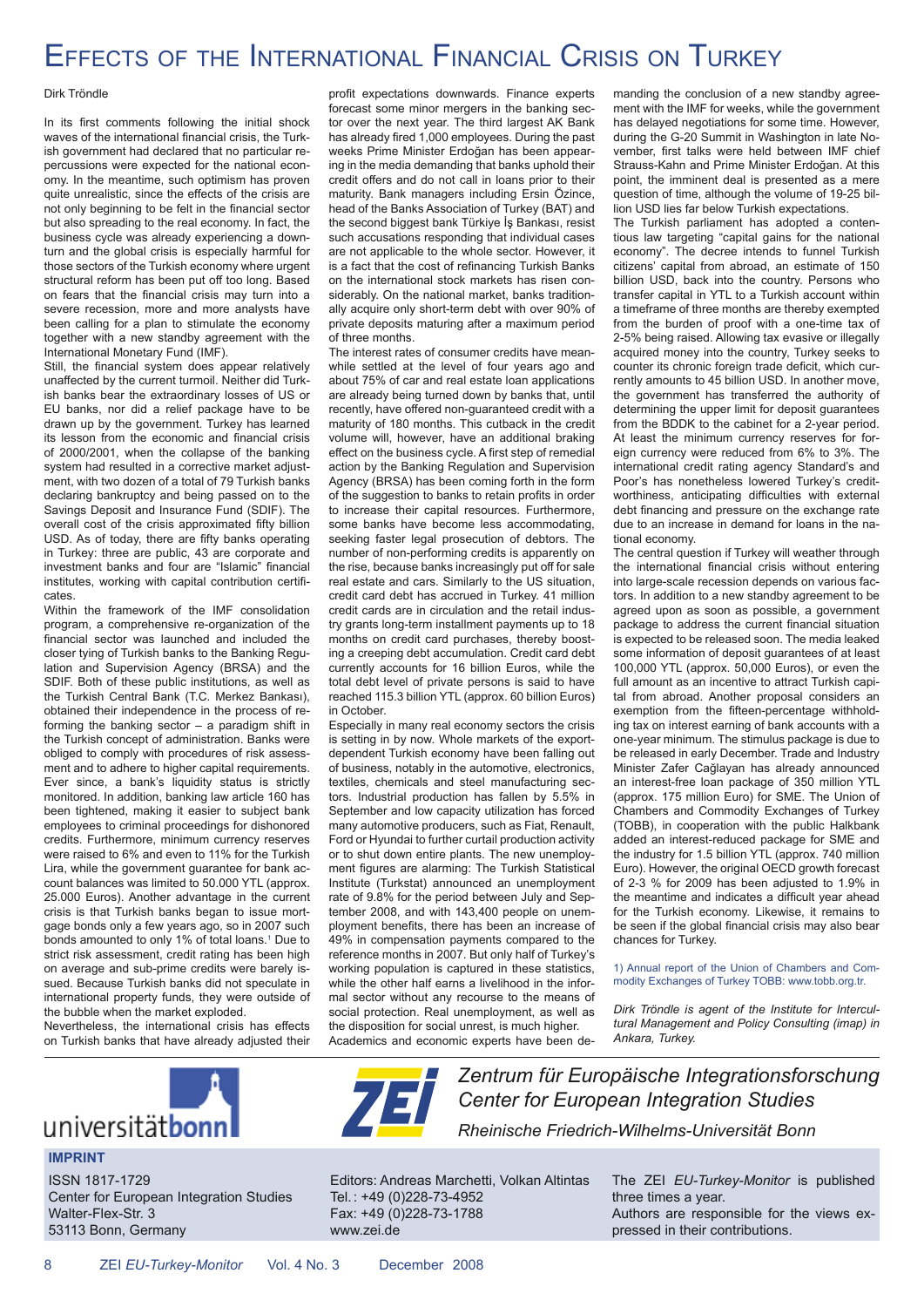# Effects of the International Financial Crisis on Turkey

Dirk Tröndle

In its first comments following the initial shock waves of the international financial crisis, the Turkish government had declared that no particular repercussions were expected for the national economy. In the meantime, such optimism has proven quite unrealistic, since the effects of the crisis are not only beginning to be felt in the financial sector but also spreading to the real economy. In fact, the business cycle was already experiencing a downturn and the global crisis is especially harmful for those sectors of the Turkish economy where urgent structural reform has been put off too long. Based on fears that the financial crisis may turn into a severe recession, more and more analysts have been calling for a plan to stimulate the economy together with a new standby agreement with the International Monetary Fund (IMF).

Still, the financial system does appear relatively unaffected by the current turmoil. Neither did Turkish banks bear the extraordinary losses of US or EU banks, nor did a relief package have to be drawn up by the government. Turkey has learned its lesson from the economic and financial crisis of 2000/2001, when the collapse of the banking system had resulted in a corrective market adjustment, with two dozen of a total of 79 Turkish banks declaring bankruptcy and being passed on to the Savings Deposit and Insurance Fund (SDIF). The overall cost of the crisis approximated fifty billion USD. As of today, there are fifty banks operating in Turkey: three are public, 43 are corporate and investment banks and four are "Islamic" financial institutes, working with capital contribution certificates.

Within the framework of the IMF consolidation program, a comprehensive re-organization of the financial sector was launched and included the closer tying of Turkish banks to the Banking Regulation and Supervision Agency (BRSA) and the SDIF. Both of these public institutions, as well as the Turkish Central Bank (T.C. Merkez Bankası), obtained their independence in the process of reforming the banking sector – a paradigm shift in the Turkish concept of administration. Banks were obliged to comply with procedures of risk assessment and to adhere to higher capital requirements. Ever since, a bank's liquidity status is strictly monitored. In addition, banking law article 160 has been tightened, making it easier to subject bank employees to criminal proceedings for dishonored credits. Furthermore, minimum currency reserves were raised to 6% and even to 11% for the Turkish Lira, while the government guarantee for bank account balances was limited to 50.000 YTL (approx. 25.000 Euros). Another advantage in the current crisis is that Turkish banks began to issue mortgage bonds only a few years ago, so in 2007 such bonds amounted to only 1% of total loans.[1] Due to strict risk assessment, credit rating has been high on average and sub-prime credits were barely issued. Because Turkish banks did not speculate in international property funds, they were outside of the bubble when the market exploded.

Nevertheless, the international crisis has effects on Turkish banks that have already adjusted their profit expectations downwards. Finance experts forecast some minor mergers in the banking sector over the next year. The third largest AK Bank has already fired 1,000 employees. During the past weeks Prime Minister Erdoğan has been appearing in the media demanding that banks uphold their credit offers and do not call in loans prior to their maturity. Bank managers including Ersin Özince, head of the Banks Association of Turkey (BAT) and the second biggest bank Türkiye İş Bankası, resist such accusations responding that individual cases are not applicable to the whole sector. However, it is a fact that the cost of refinancing Turkish Banks on the international stock markets has risen considerably. On the national market, banks traditionally acquire only short-term debt with over 90% of private deposits maturing after a maximum period of three months.

The interest rates of consumer credits have meanwhile settled at the level of four years ago and about 75% of car and real estate loan applications are already being turned down by banks that, until recently, have offered non-guaranteed credit with a maturity of 180 months. This cutback in the credit volume will, however, have an additional braking effect on the business cycle. A first step of remedial action by the Banking Regulation and Supervision Agency (BRSA) has been coming forth in the form of the suggestion to banks to retain profits in order to increase their capital resources. Furthermore, some banks have become less accommodating, seeking faster legal prosecution of debtors. The number of non-performing credits is apparently on the rise, because banks increasingly put off for sale real estate and cars. Similarly to the US situation, credit card debt has accrued in Turkey. 41 million credit cards are in circulation and the retail industry grants long-term installment payments up to 18 months on credit card purchases, thereby boosting a creeping debt accumulation. Credit card debt currently accounts for 16 billion Euros, while the total debt level of private persons is said to have reached 115.3 billion YTL (approx. 60 billion Euros) in October.

Especially in many real economy sectors the crisis is setting in by now. Whole markets of the export-dependent Turkish economy have been falling out of business, notably in the automotive, electronics, textiles, chemicals and steel manufacturing sectors. Industrial production has fallen by 5.5% in September and low capacity utilization has forced many automotive producers, such as Fiat, Renault, Ford or Hyundai to further curtail production activity or to shut down entire plants. The new unemployment figures are alarming: The Turkish Statistical Institute (Turkstat) announced an unemployment rate of 9.8% for the period between July and September 2008, and with 143,400 people on unemployment benefits, there has been an increase of 49% in compensation payments compared to the reference months in 2007. But only half of Turkey's working population is captured in these statistics, while the other half earns a livelihood in the informal sector without any recourse to the means of social protection. Real unemployment, as well as the disposition for social unrest, is much higher.

Academics and economic experts have been demanding the conclusion of a new standby agreement with the IMF for weeks, while the government has delayed negotiations for some time. However, during the G-20 Summit in Washington in late November, first talks were held between IMF chief Strauss-Kahn and Prime Minister Erdoğan. At this point, the imminent deal is presented as a mere question of time, although the volume of 19-25 billion USD lies far below Turkish expectations.

The Turkish parliament has adopted a contentious law targeting "capital gains for the national economy". The decree intends to funnel Turkish citizens' capital from abroad, an estimate of 150 billion USD, back into the country. Persons who transfer capital in YTL to a Turkish account within a timeframe of three months are thereby exempted from the burden of proof with a one-time tax of 2-5% being raised. Allowing tax evasive or illegally acquired money into the country, Turkey seeks to counter its chronic foreign trade deficit, which currently amounts to 45 billion USD. In another move, the government has transferred the authority of determining the upper limit for deposit guarantees from the BDDK to the cabinet for a 2-year period. At least the minimum currency reserves for foreign currency were reduced from 6% to 3%. The international credit rating agency Standard's and Poor's has nonetheless lowered Turkey's creditworthiness, anticipating difficulties with external debt financing and pressure on the exchange rate due to an increase in demand for loans in the national economy.

The central question if Turkey will weather through the international financial crisis without entering into large-scale recession depends on various factors. In addition to a new standby agreement to be agreed upon as soon as possible, a government package to address the current financial situation is expected to be released soon. The media leaked some information of deposit guarantees of at least 100,000 YTL (approx. 50,000 Euros), or even the full amount as an incentive to attract Turkish capital from abroad. Another proposal considers an exemption from the fifteen-percentage withholding tax on interest earning of bank accounts with a one-year minimum. The stimulus package is due to be released in early December. Trade and Industry Minister Zafer Çağlayan has already announced an interest-free loan package of 350 million YTL (approx. 175 million Euro) for SME. The Union of Chambers and Commodity Exchanges of Turkey (TOBB), in cooperation with the public Halkbank added an interest-reduced package for SME and the industry for 1.5 billion YTL (approx. 740 million Euro). However, the original OECD growth forecast of 2-3 % for 2009 has been adjusted to 1.9% in the meantime and indicates a difficult year ahead for the Turkish economy. Likewise, it remains to be seen if the global financial crisis may also bear chances for Turkey.

1) Annual report of the Union of Chambers and Commodity Exchanges of Turkey TOBB: www.tobb.org.tr.

*Dirk Tröndle is agent of the Institute for Intercultural Management and Policy Consulting (imap) in Ankara, Turkey.*

---

universitätbonn

ZEI

*Zentrum für Europäische Integrationsforschung*
*Center for European Integration Studies*
*Rheinische Friedrich-Wilhelms-Universität Bonn*

**IMPRINT**

ISSN 1817-1729
Center for European Integration Studies
Walter-Flex-Str. 3
53113 Bonn, Germany

Editors: Andreas Marchetti, Volkan Altintas
Tel.: +49 (0)228-73-4952
Fax: +49 (0)228-73-1788
www.zei.de

The ZEI *EU-Turkey-Monitor* is published three times a year.
Authors are responsible for the views expressed in their contributions.